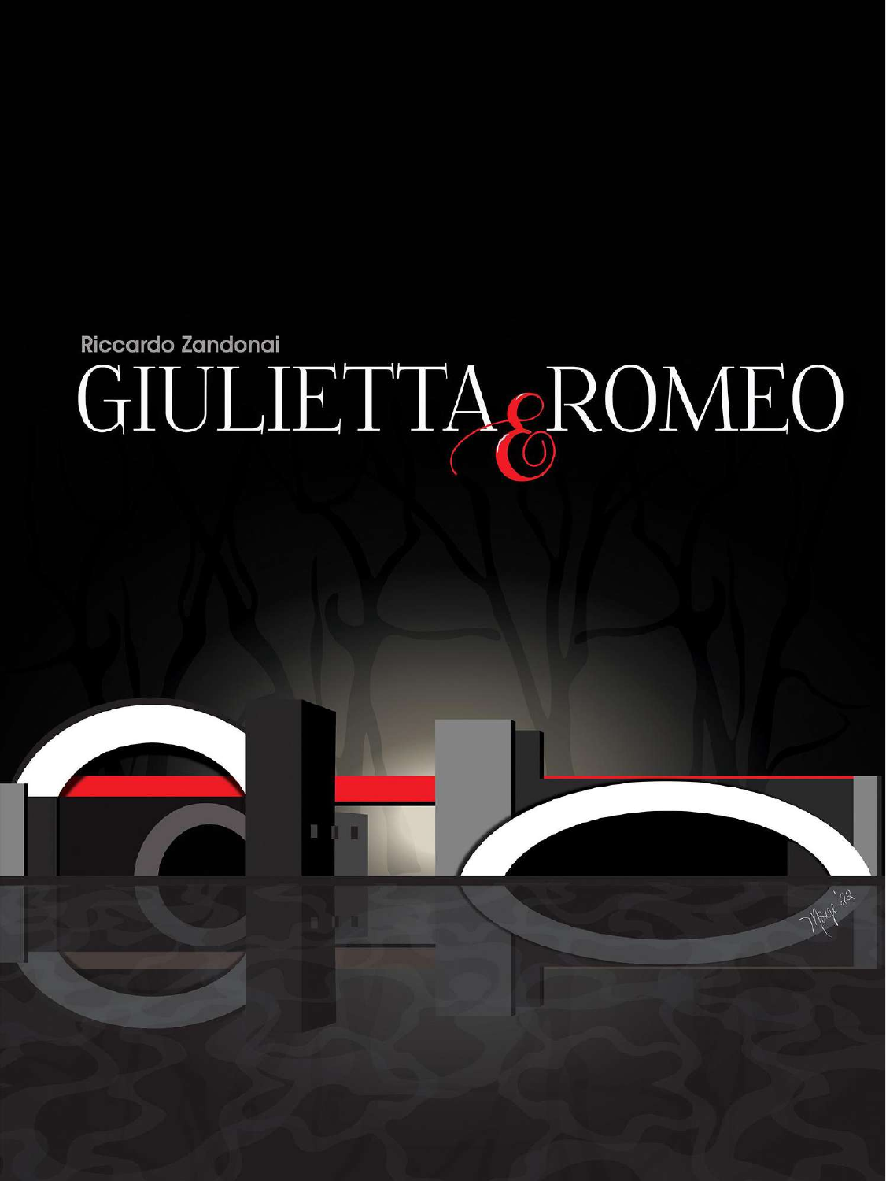Riccardo Zandonai

# GIULIETTA E ROMEO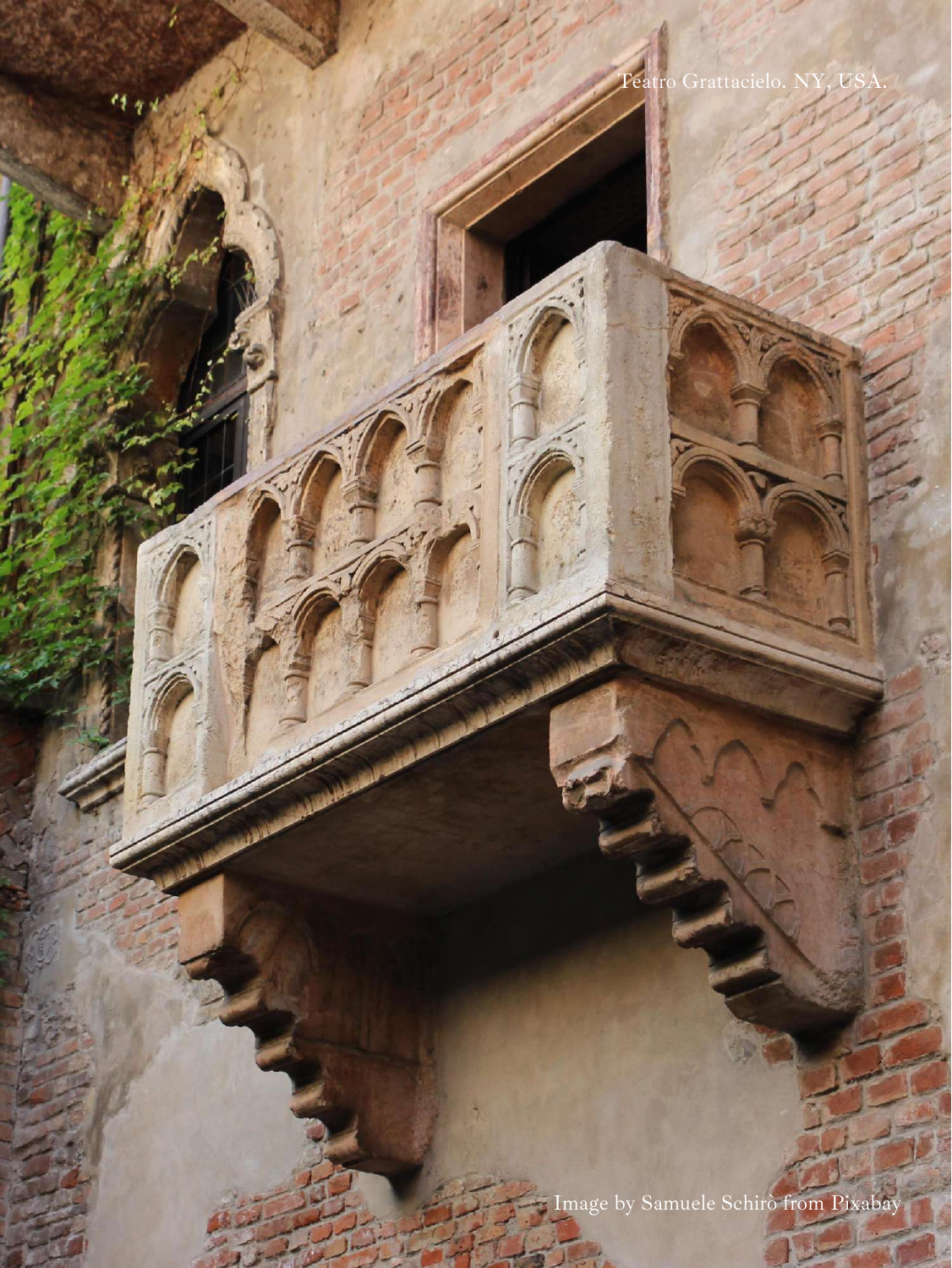Teatro Grattacielo. NY, USA.

Image by Samuele Schirò from Pixabay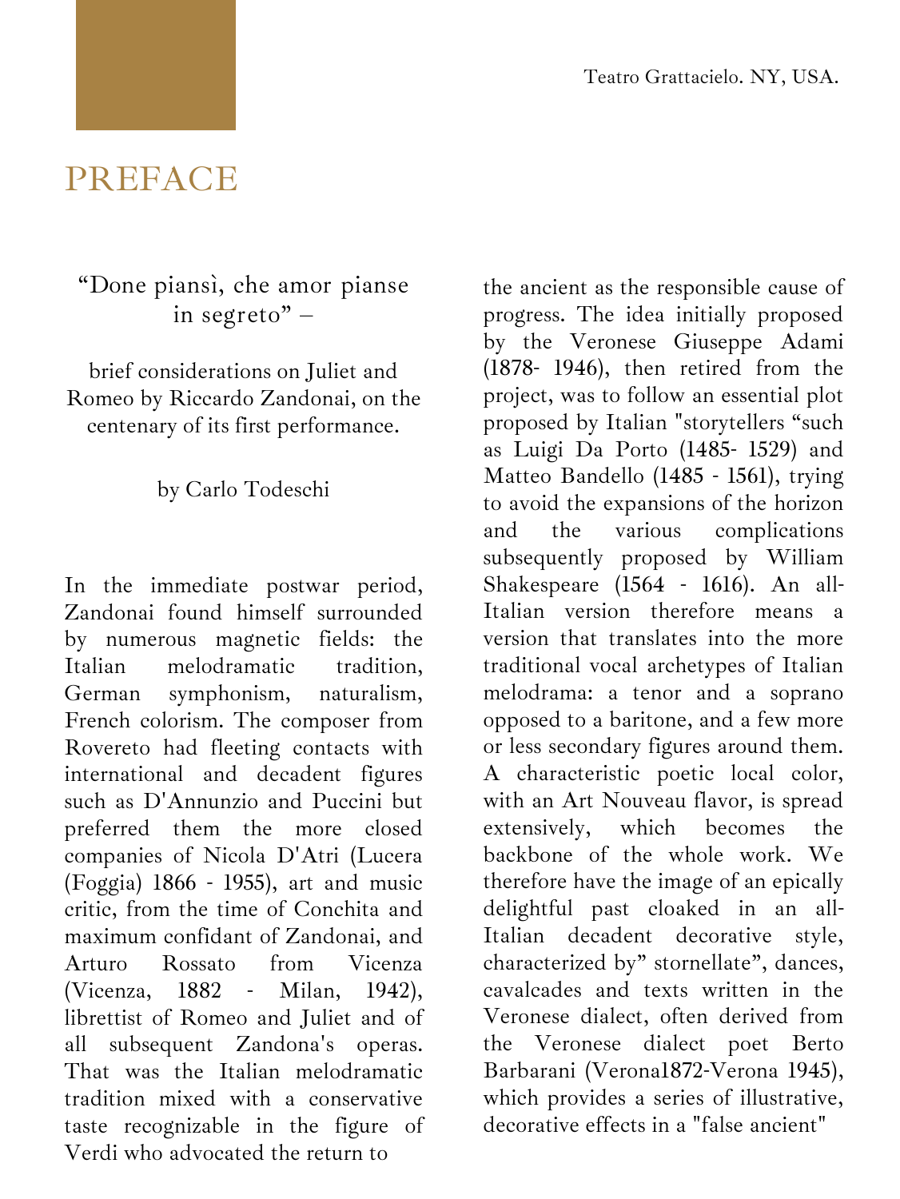Teatro Grattacielo. NY, USA.

# PREFACE

“Done piansì, che amor pianse in segreto” –

brief considerations on Juliet and Romeo by Riccardo Zandonai, on the centenary of its first performance.

by Carlo Todeschi

In the immediate postwar period, Zandonai found himself surrounded by numerous magnetic fields: the Italian melodramatic tradition, German symphonism, naturalism, French colorism. The composer from Rovereto had fleeting contacts with international and decadent figures such as D'Annunzio and Puccini but preferred them the more closed companies of Nicola D'Atri (Lucera (Foggia) 1866 - 1955), art and music critic, from the time of Conchita and maximum confidant of Zandonai, and Arturo Rossato from Vicenza (Vicenza, 1882 - Milan, 1942), librettist of Romeo and Juliet and of all subsequent Zandona's operas. That was the Italian melodramatic tradition mixed with a conservative taste recognizable in the figure of Verdi who advocated the return to the ancient as the responsible cause of progress. The idea initially proposed by the Veronese Giuseppe Adami (1878- 1946), then retired from the project, was to follow an essential plot proposed by Italian "storytellers “such as Luigi Da Porto (1485- 1529) and Matteo Bandello (1485 - 1561), trying to avoid the expansions of the horizon and the various complications subsequently proposed by William Shakespeare (1564 - 1616). An all-Italian version therefore means a version that translates into the more traditional vocal archetypes of Italian melodrama: a tenor and a soprano opposed to a baritone, and a few more or less secondary figures around them. A characteristic poetic local color, with an Art Nouveau flavor, is spread extensively, which becomes the backbone of the whole work. We therefore have the image of an epically delightful past cloaked in an all-Italian decadent decorative style, characterized by” stornellate”, dances, cavalcades and texts written in the Veronese dialect, often derived from the Veronese dialect poet Berto Barbarani (Verona1872-Verona 1945), which provides a series of illustrative, decorative effects in a "false ancient"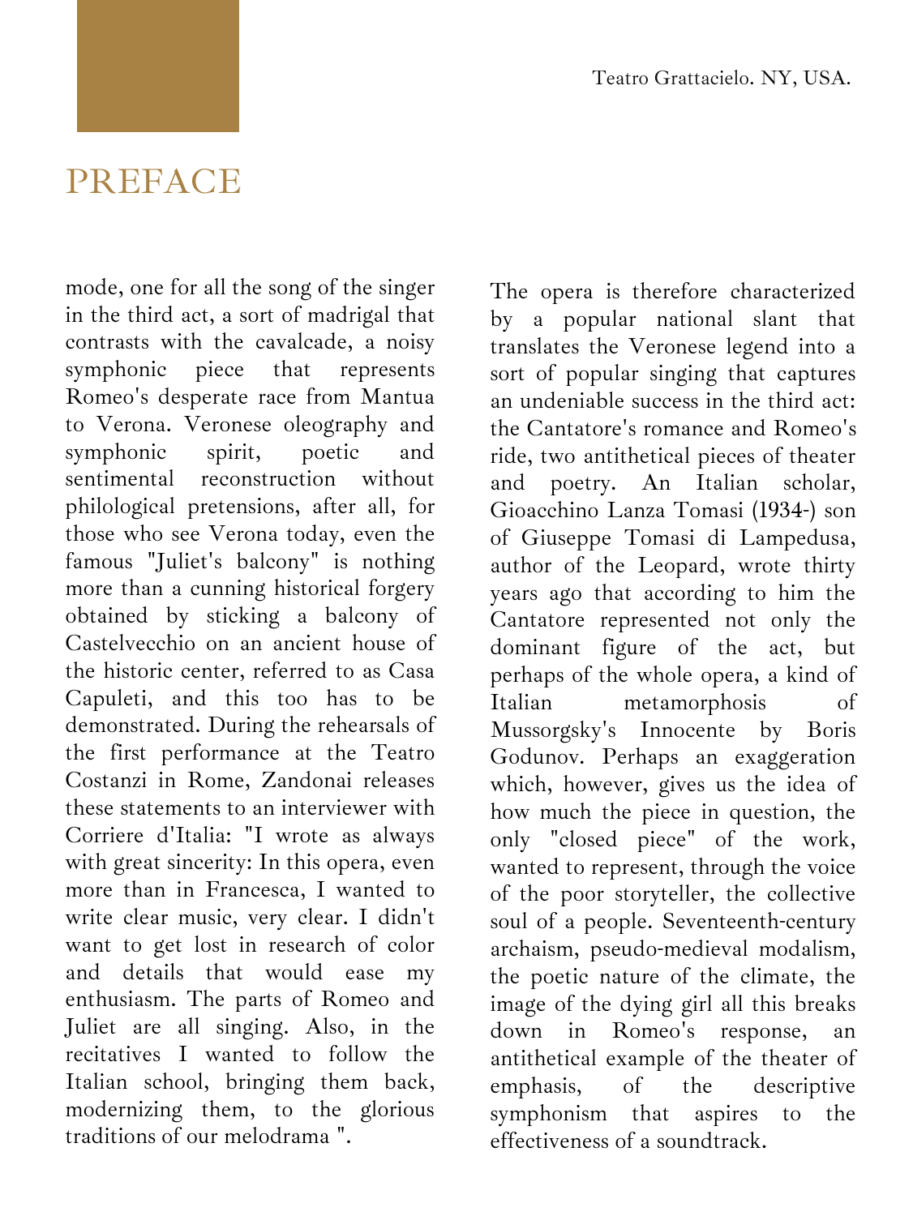# PREFACE

mode, one for all the song of the singer in the third act, a sort of madrigal that contrasts with the cavalcade, a noisy symphonic piece that represents Romeo's desperate race from Mantua to Verona. Veronese oleography and symphonic spirit, poetic and sentimental reconstruction without philological pretensions, after all, for those who see Verona today, even the famous "Juliet's balcony" is nothing more than a cunning historical forgery obtained by sticking a balcony of Castelvecchio on an ancient house of the historic center, referred to as Casa Capuleti, and this too has to be demonstrated. During the rehearsals of the first performance at the Teatro Costanzi in Rome, Zandonai releases these statements to an interviewer with Corriere d'Italia: "I wrote as always with great sincerity: In this opera, even more than in Francesca, I wanted to write clear music, very clear. I didn't want to get lost in research of color and details that would ease my enthusiasm. The parts of Romeo and Juliet are all singing. Also, in the recitatives I wanted to follow the Italian school, bringing them back, modernizing them, to the glorious traditions of our melodrama ".

The opera is therefore characterized by a popular national slant that translates the Veronese legend into a sort of popular singing that captures an undeniable success in the third act: the Cantatore's romance and Romeo's ride, two antithetical pieces of theater and poetry. An Italian scholar, Gioacchino Lanza Tomasi (1934-) son of Giuseppe Tomasi di Lampedusa, author of the Leopard, wrote thirty years ago that according to him the Cantatore represented not only the dominant figure of the act, but perhaps of the whole opera, a kind of Italian metamorphosis of Mussorgsky's Innocente by Boris Godunov. Perhaps an exaggeration which, however, gives us the idea of how much the piece in question, the only "closed piece" of the work, wanted to represent, through the voice of the poor storyteller, the collective soul of a people. Seventeenth-century archaism, pseudo-medieval modalism, the poetic nature of the climate, the image of the dying girl all this breaks down in Romeo's response, an antithetical example of the theater of emphasis, of the descriptive symphonism that aspires to the effectiveness of a soundtrack.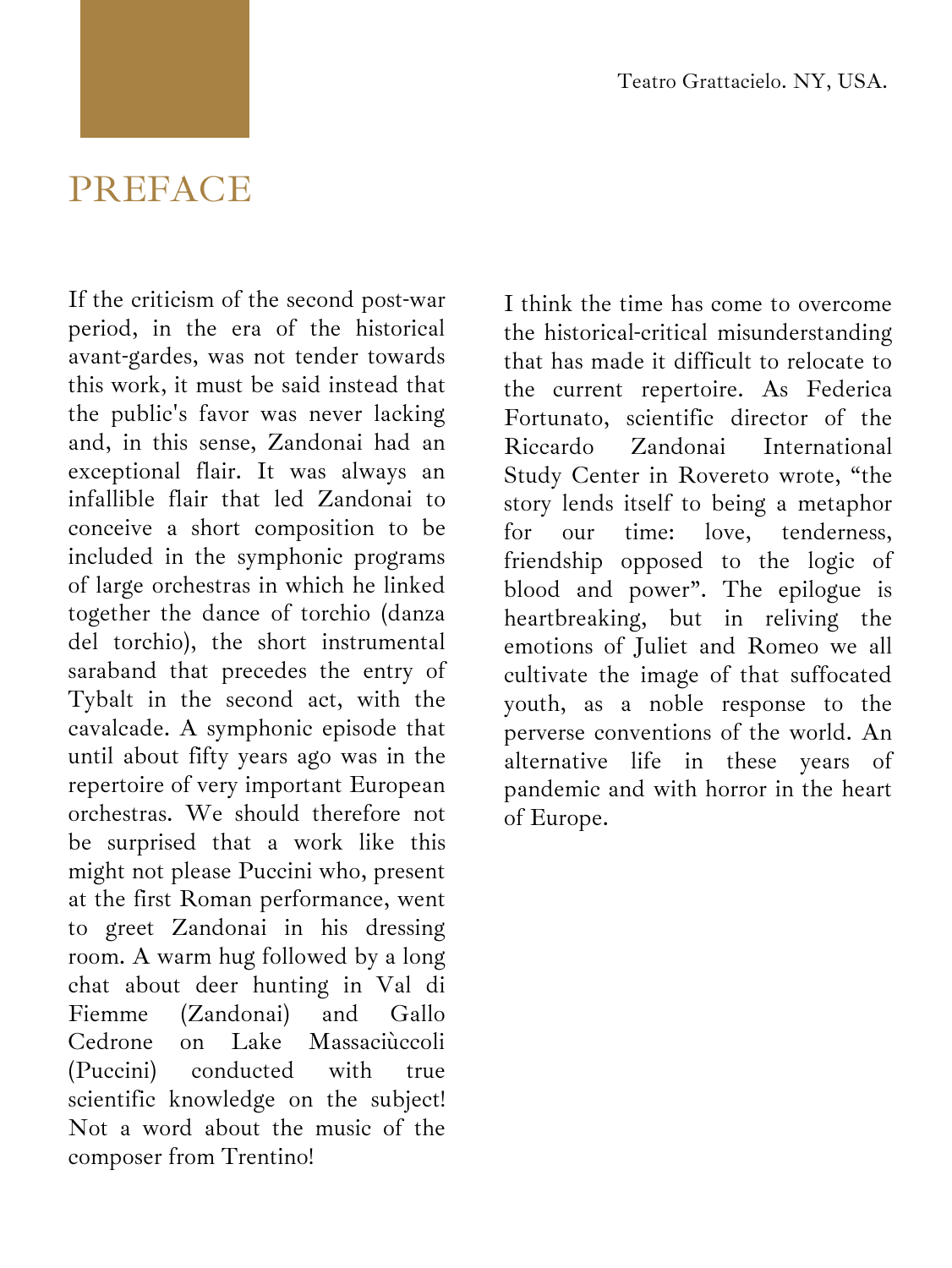Teatro Grattacielo. NY, USA.

# PREFACE

If the criticism of the second post-war period, in the era of the historical avant-gardes, was not tender towards this work, it must be said instead that the public's favor was never lacking and, in this sense, Zandonai had an exceptional flair. It was always an infallible flair that led Zandonai to conceive a short composition to be included in the symphonic programs of large orchestras in which he linked together the dance of torchio (danza del torchio), the short instrumental saraband that precedes the entry of Tybalt in the second act, with the cavalcade. A symphonic episode that until about fifty years ago was in the repertoire of very important European orchestras. We should therefore not be surprised that a work like this might not please Puccini who, present at the first Roman performance, went to greet Zandonai in his dressing room. A warm hug followed by a long chat about deer hunting in Val di Fiemme (Zandonai) and Gallo Cedrone on Lake Massaciùccoli (Puccini) conducted with true scientific knowledge on the subject! Not a word about the music of the composer from Trentino!

I think the time has come to overcome the historical-critical misunderstanding that has made it difficult to relocate to the current repertoire. As Federica Fortunato, scientific director of the Riccardo Zandonai International Study Center in Rovereto wrote, "the story lends itself to being a metaphor for our time: love, tenderness, friendship opposed to the logic of blood and power". The epilogue is heartbreaking, but in reliving the emotions of Juliet and Romeo we all cultivate the image of that suffocated youth, as a noble response to the perverse conventions of the world. An alternative life in these years of pandemic and with horror in the heart of Europe.